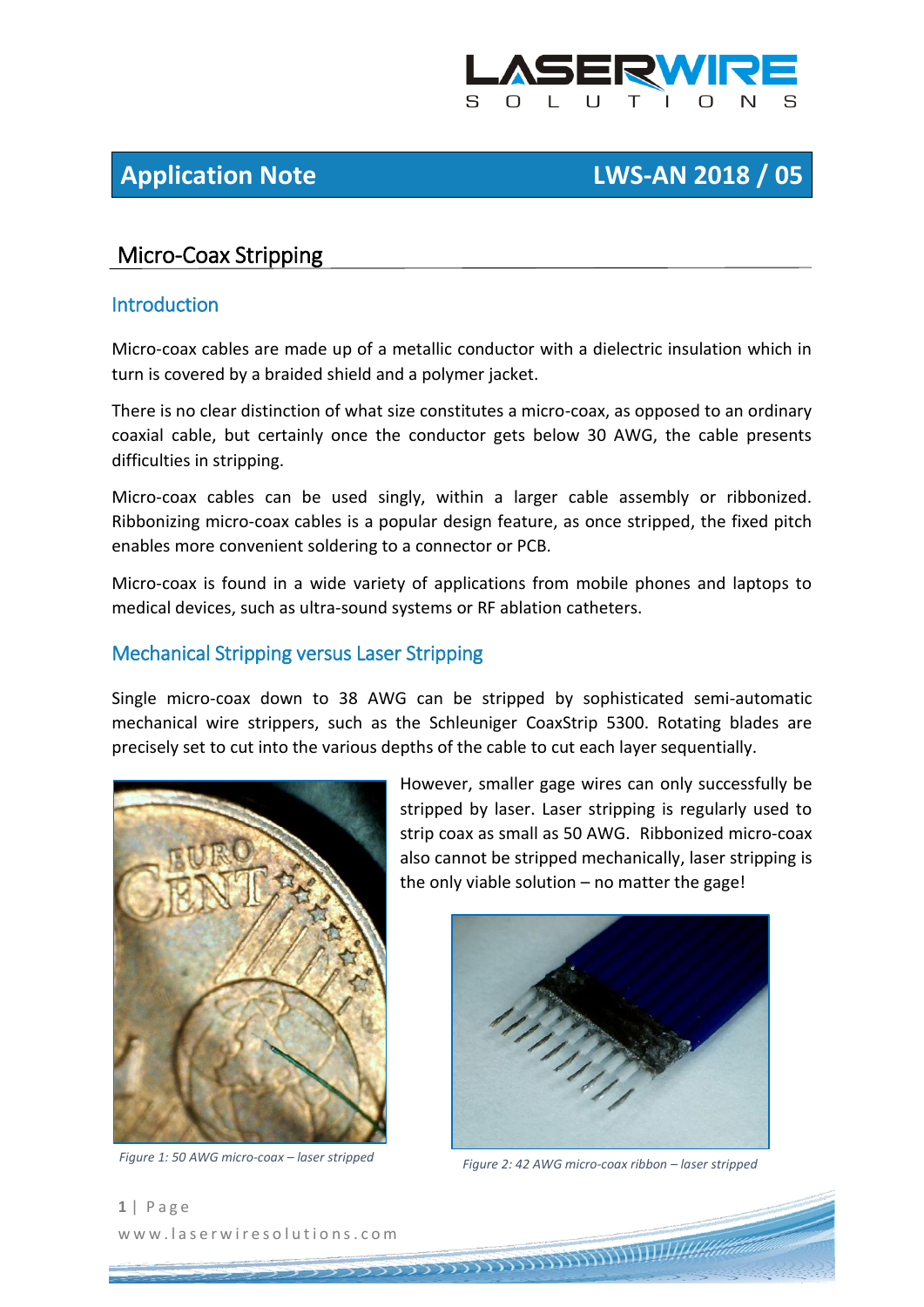# Application Note — LWS-AN 2018 / 05

## Micro-Coax Stripping

### Introduction

Micro-coax cables are made up of a metallic conductor with a dielectric insulation which in turn is covered by a braided shield and a polymer jacket.

There is no clear distinction of what size constitutes a micro-coax, as opposed to an ordinary coaxial cable, but certainly once the conductor gets below 30 AWG, the cable presents difficulties in stripping.

Micro-coax cables can be used singly, within a larger cable assembly or ribbonized. Ribbonizing micro-coax cables is a popular design feature, as once stripped, the fixed pitch enables more convenient soldering to a connector or PCB.

Micro-coax is found in a wide variety of applications from mobile phones and laptops to medical devices, such as ultra-sound systems or RF ablation catheters.

### Mechanical Stripping versus Laser Stripping

Single micro-coax down to 38 AWG can be stripped by sophisticated semi-automatic mechanical wire strippers, such as the Schleuniger CoaxStrip 5300. Rotating blades are precisely set to cut into the various depths of the cable to cut each layer sequentially.

However, smaller gage wires can only successfully be stripped by laser. Laser stripping is regularly used to strip coax as small as 50 AWG. Ribbonized micro-coax also cannot be stripped mechanically, laser stripping is the only viable solution – no matter the gage!

*Figure 1: 50 AWG micro-coax – laser stripped*

*Figure 2: 42 AWG micro-coax ribbon – laser stripped*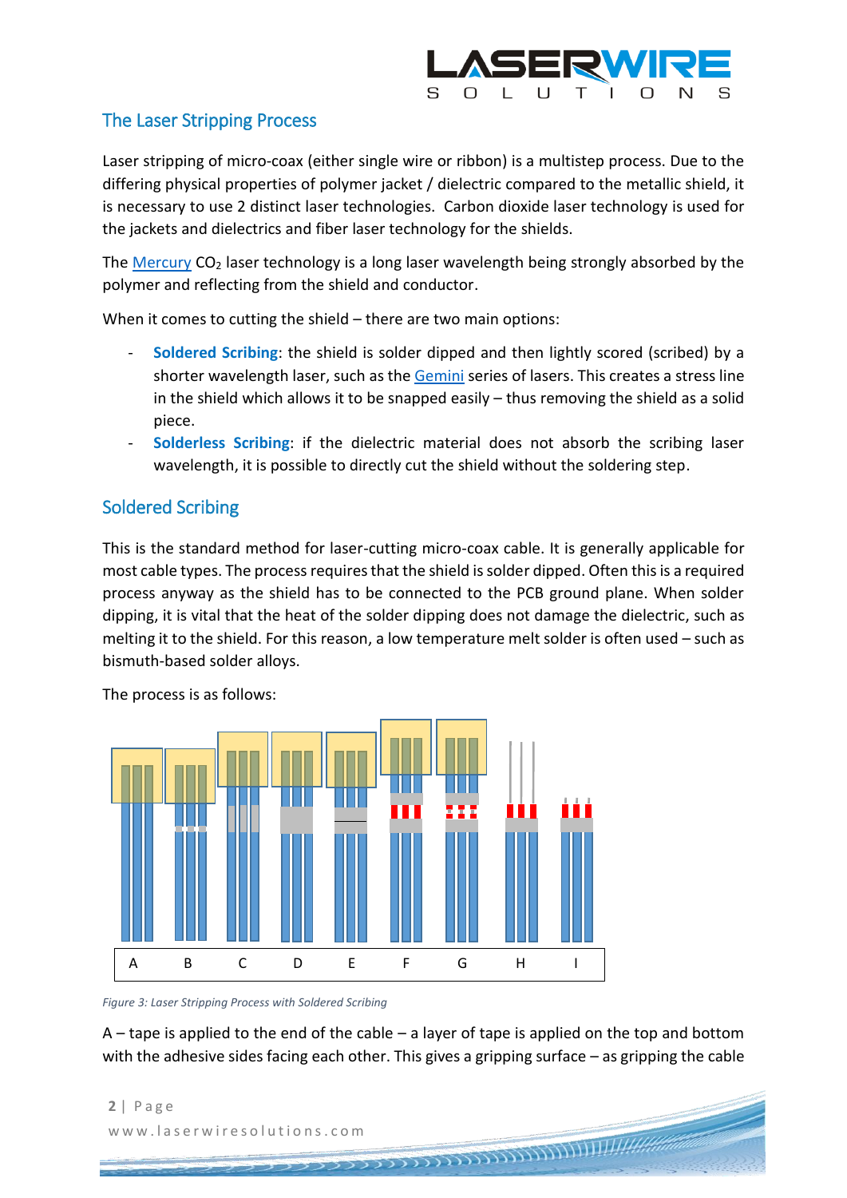## The Laser Stripping Process

Laser stripping of micro-coax (either single wire or ribbon) is a multistep process. Due to the differing physical properties of polymer jacket / dielectric compared to the metallic shield, it is necessary to use 2 distinct laser technologies. Carbon dioxide laser technology is used for the jackets and dielectrics and fiber laser technology for the shields.

The Mercury $CO_2$ laser technology is a long laser wavelength being strongly absorbed by the polymer and reflecting from the shield and conductor.

When it comes to cutting the shield – there are two main options:

- **Soldered Scribing**: the shield is solder dipped and then lightly scored (scribed) by a shorter wavelength laser, such as the Gemini series of lasers. This creates a stress line in the shield which allows it to be snapped easily – thus removing the shield as a solid piece.
- **Solderless Scribing**: if the dielectric material does not absorb the scribing laser wavelength, it is possible to directly cut the shield without the soldering step.

## Soldered Scribing

This is the standard method for laser-cutting micro-coax cable. It is generally applicable for most cable types. The process requires that the shield is solder dipped. Often this is a required process anyway as the shield has to be connected to the PCB ground plane. When solder dipping, it is vital that the heat of the solder dipping does not damage the dielectric, such as melting it to the shield. For this reason, a low temperature melt solder is often used – such as bismuth-based solder alloys.

The process is as follows:

A B C D E F G H I

*Figure 3: Laser Stripping Process with Soldered Scribing*

A – tape is applied to the end of the cable – a layer of tape is applied on the top and bottom with the adhesive sides facing each other. This gives a gripping surface – as gripping the cable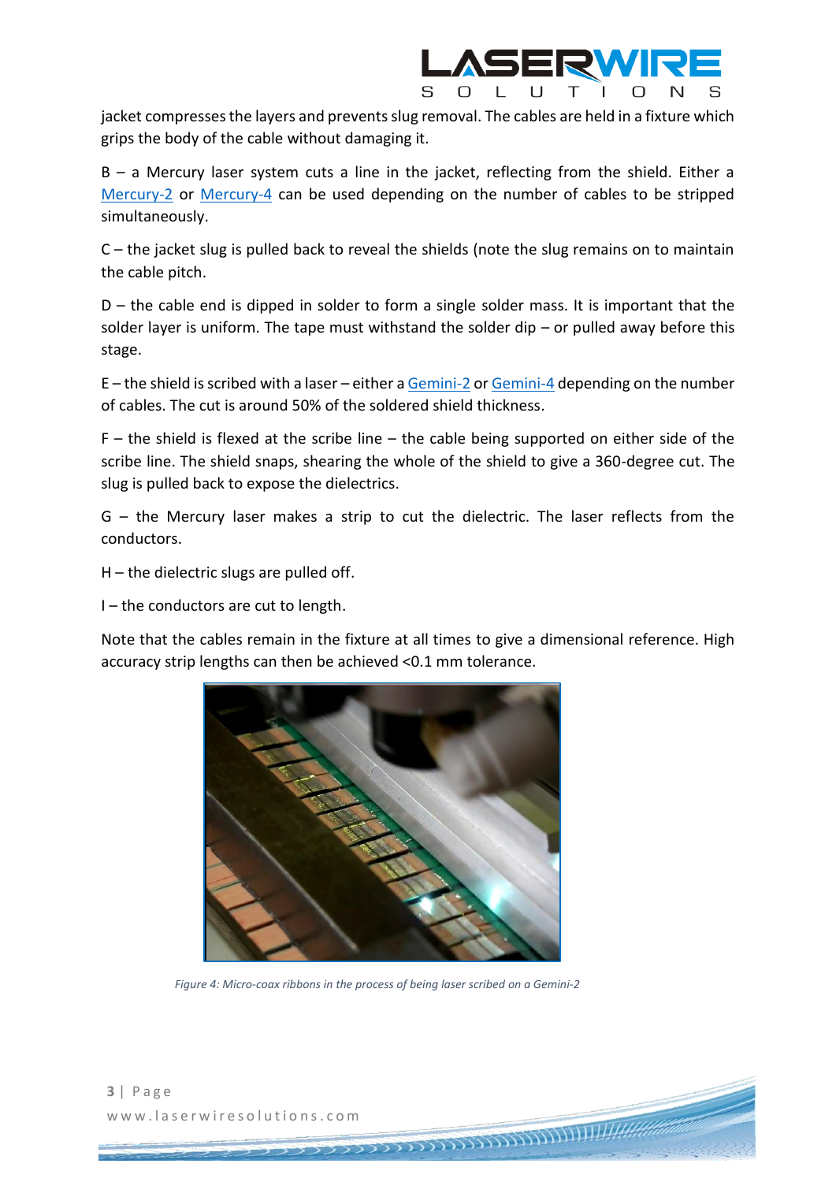jacket compresses the layers and prevents slug removal. The cables are held in a fixture which grips the body of the cable without damaging it.

B – a Mercury laser system cuts a line in the jacket, reflecting from the shield. Either a Mercury-2 or Mercury-4 can be used depending on the number of cables to be stripped simultaneously.

C – the jacket slug is pulled back to reveal the shields (note the slug remains on to maintain the cable pitch.

D – the cable end is dipped in solder to form a single solder mass. It is important that the solder layer is uniform. The tape must withstand the solder dip – or pulled away before this stage.

E – the shield is scribed with a laser – either a Gemini-2 or Gemini-4 depending on the number of cables. The cut is around 50% of the soldered shield thickness.

F – the shield is flexed at the scribe line – the cable being supported on either side of the scribe line. The shield snaps, shearing the whole of the shield to give a 360-degree cut. The slug is pulled back to expose the dielectrics.

G – the Mercury laser makes a strip to cut the dielectric. The laser reflects from the conductors.

H – the dielectric slugs are pulled off.

I – the conductors are cut to length.

Note that the cables remain in the fixture at all times to give a dimensional reference. High accuracy strip lengths can then be achieved <0.1 mm tolerance.

*Figure 4: Micro-coax ribbons in the process of being laser scribed on a Gemini-2*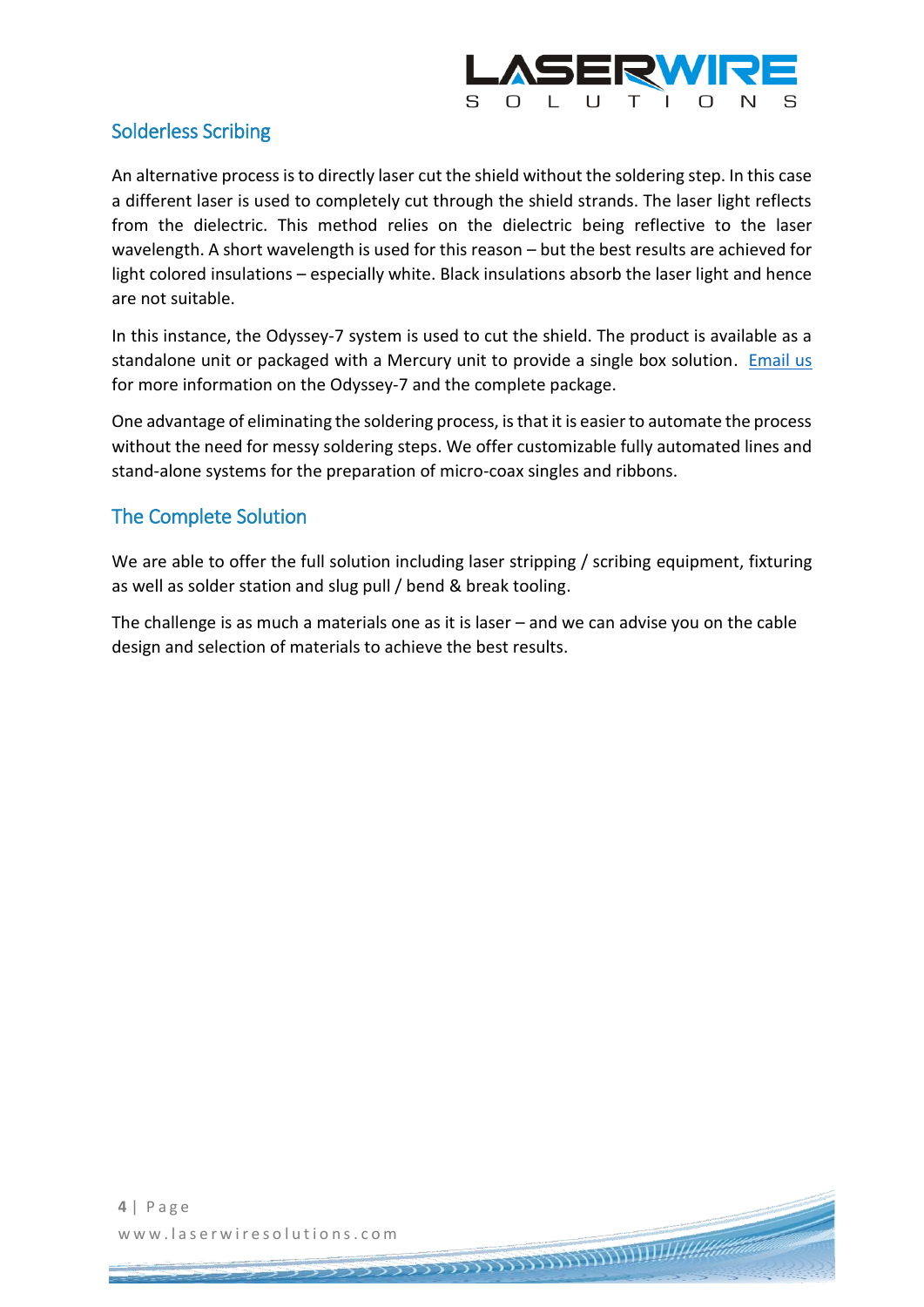## Solderless Scribing

An alternative process is to directly laser cut the shield without the soldering step. In this case a different laser is used to completely cut through the shield strands. The laser light reflects from the dielectric. This method relies on the dielectric being reflective to the laser wavelength. A short wavelength is used for this reason – but the best results are achieved for light colored insulations – especially white. Black insulations absorb the laser light and hence are not suitable.

In this instance, the Odyssey-7 system is used to cut the shield. The product is available as a standalone unit or packaged with a Mercury unit to provide a single box solution. Email us for more information on the Odyssey-7 and the complete package.

One advantage of eliminating the soldering process, is that it is easier to automate the process without the need for messy soldering steps. We offer customizable fully automated lines and stand-alone systems for the preparation of micro-coax singles and ribbons.

## The Complete Solution

We are able to offer the full solution including laser stripping / scribing equipment, fixturing as well as solder station and slug pull / bend & break tooling.

The challenge is as much a materials one as it is laser – and we can advise you on the cable design and selection of materials to achieve the best results.